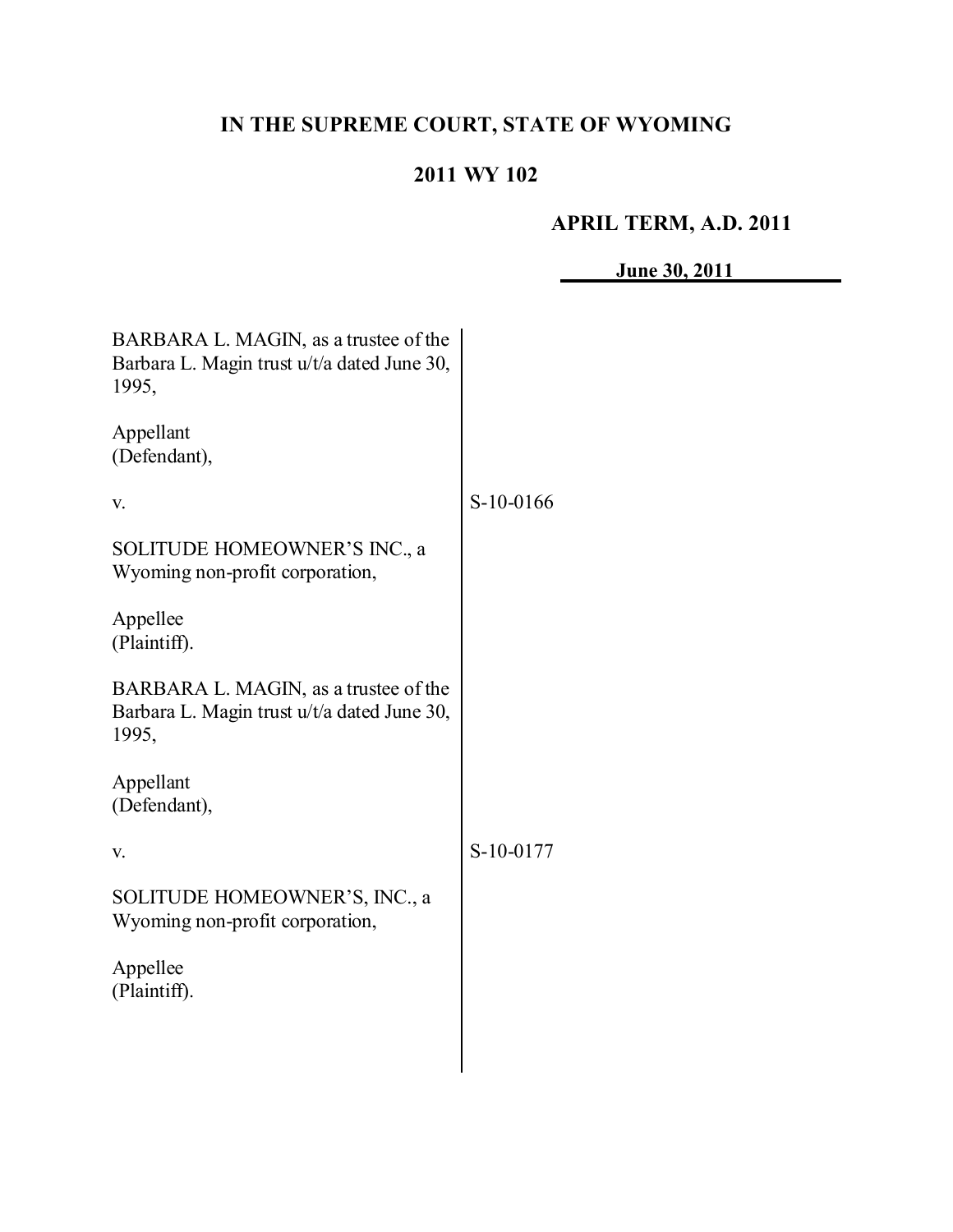# IN THE SUPREME COURT, STATE OF WYOMING

## 2011 WY 102

**APRIL TERM, A.D. 2011**

**June 30, 2011**

| | |
|---|---|
| BARBARA L. MAGIN, as a trustee of the Barbara L. Magin trust u/t/a dated June 30, 1995,<br><br>Appellant<br>(Defendant),<br><br>v.<br><br>SOLITUDE HOMEOWNER'S INC., a Wyoming non-profit corporation,<br><br>Appellee<br>(Plaintiff). | S-10-0166 |
| BARBARA L. MAGIN, as a trustee of the Barbara L. Magin trust u/t/a dated June 30, 1995,<br><br>Appellant<br>(Defendant),<br><br>v.<br><br>SOLITUDE HOMEOWNER'S, INC., a Wyoming non-profit corporation,<br><br>Appellee<br>(Plaintiff). | S-10-0177 |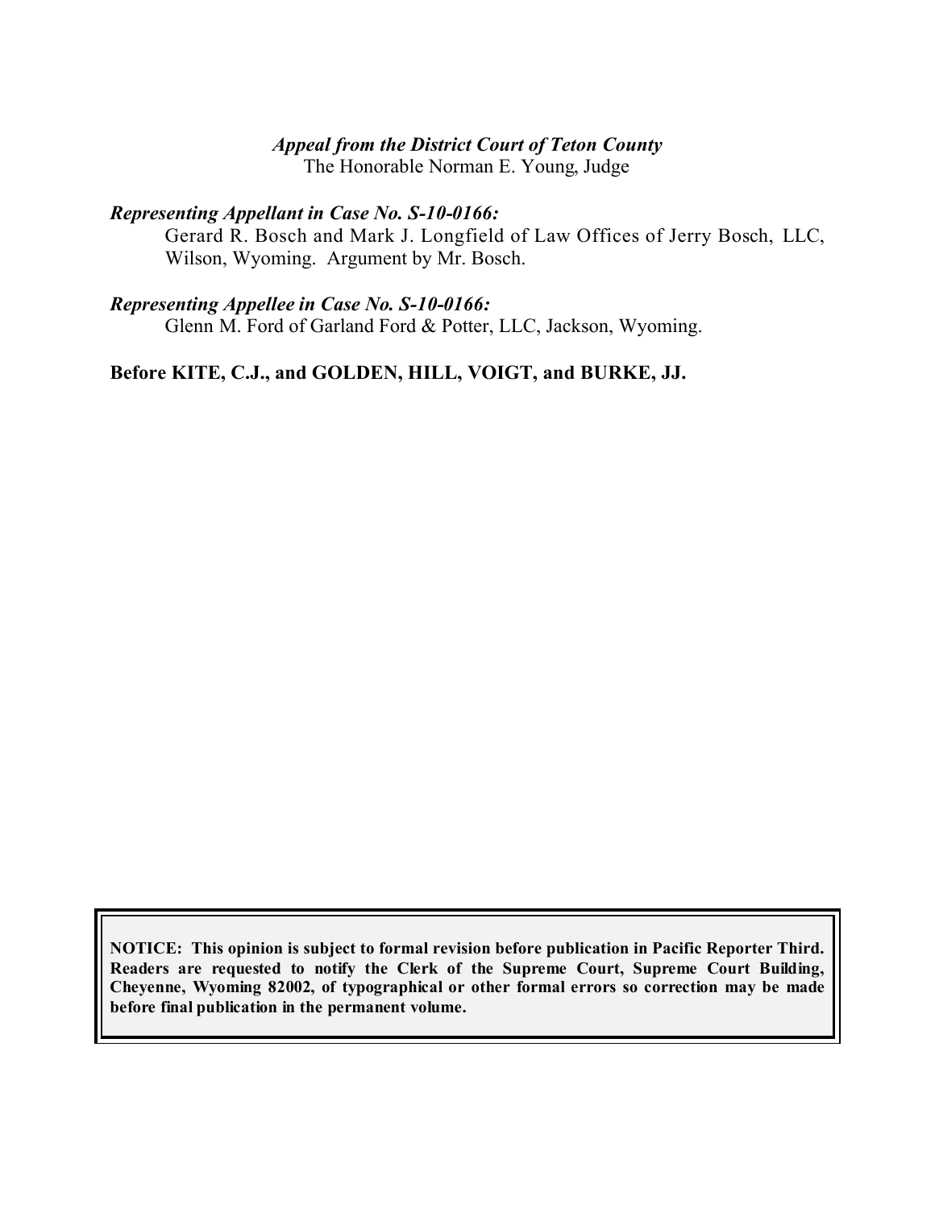*Appeal from the District Court of Teton County*
The Honorable Norman E. Young, Judge

***Representing Appellant in Case No. S-10-0166:***
Gerard R. Bosch and Mark J. Longfield of Law Offices of Jerry Bosch, LLC, Wilson, Wyoming. Argument by Mr. Bosch.

***Representing Appellee in Case No. S-10-0166:***
Glenn M. Ford of Garland Ford & Potter, LLC, Jackson, Wyoming.

**Before KITE, C.J., and GOLDEN, HILL, VOIGT, and BURKE, JJ.**

**NOTICE: This opinion is subject to formal revision before publication in Pacific Reporter Third. Readers are requested to notify the Clerk of the Supreme Court, Supreme Court Building, Cheyenne, Wyoming 82002, of typographical or other formal errors so correction may be made before final publication in the permanent volume.**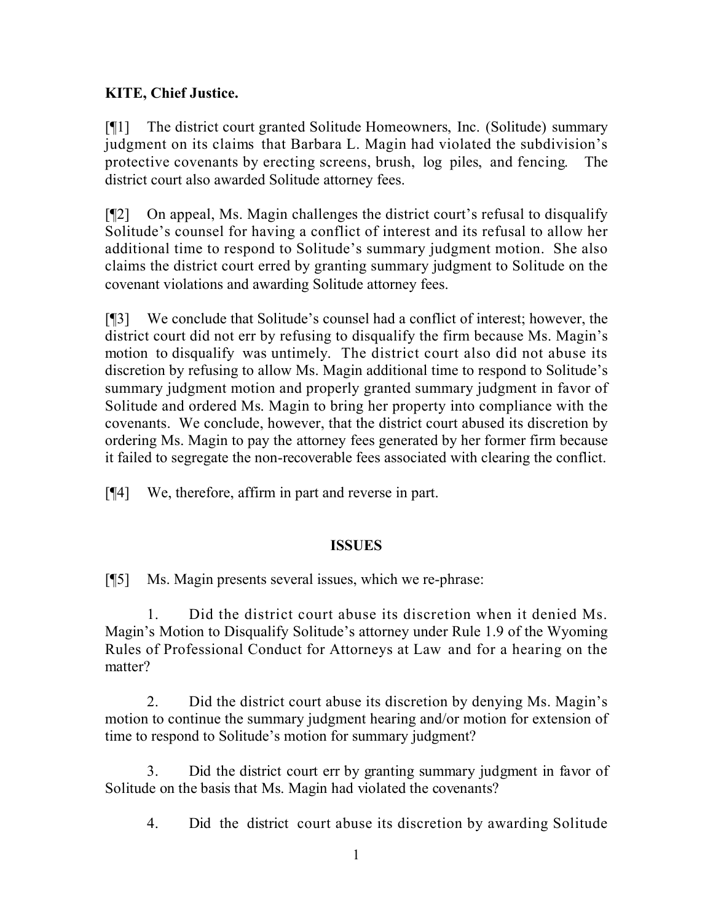**KITE, Chief Justice.**

[¶1] The district court granted Solitude Homeowners, Inc. (Solitude) summary judgment on its claims that Barbara L. Magin had violated the subdivision's protective covenants by erecting screens, brush, log piles, and fencing. The district court also awarded Solitude attorney fees.

[¶2] On appeal, Ms. Magin challenges the district court's refusal to disqualify Solitude's counsel for having a conflict of interest and its refusal to allow her additional time to respond to Solitude's summary judgment motion. She also claims the district court erred by granting summary judgment to Solitude on the covenant violations and awarding Solitude attorney fees.

[¶3] We conclude that Solitude's counsel had a conflict of interest; however, the district court did not err by refusing to disqualify the firm because Ms. Magin's motion to disqualify was untimely. The district court also did not abuse its discretion by refusing to allow Ms. Magin additional time to respond to Solitude's summary judgment motion and properly granted summary judgment in favor of Solitude and ordered Ms. Magin to bring her property into compliance with the covenants. We conclude, however, that the district court abused its discretion by ordering Ms. Magin to pay the attorney fees generated by her former firm because it failed to segregate the non-recoverable fees associated with clearing the conflict.

[¶4] We, therefore, affirm in part and reverse in part.

## ISSUES

[¶5] Ms. Magin presents several issues, which we re-phrase:

1. Did the district court abuse its discretion when it denied Ms. Magin's Motion to Disqualify Solitude's attorney under Rule 1.9 of the Wyoming Rules of Professional Conduct for Attorneys at Law and for a hearing on the matter?

2. Did the district court abuse its discretion by denying Ms. Magin's motion to continue the summary judgment hearing and/or motion for extension of time to respond to Solitude's motion for summary judgment?

3. Did the district court err by granting summary judgment in favor of Solitude on the basis that Ms. Magin had violated the covenants?

4. Did the district court abuse its discretion by awarding Solitude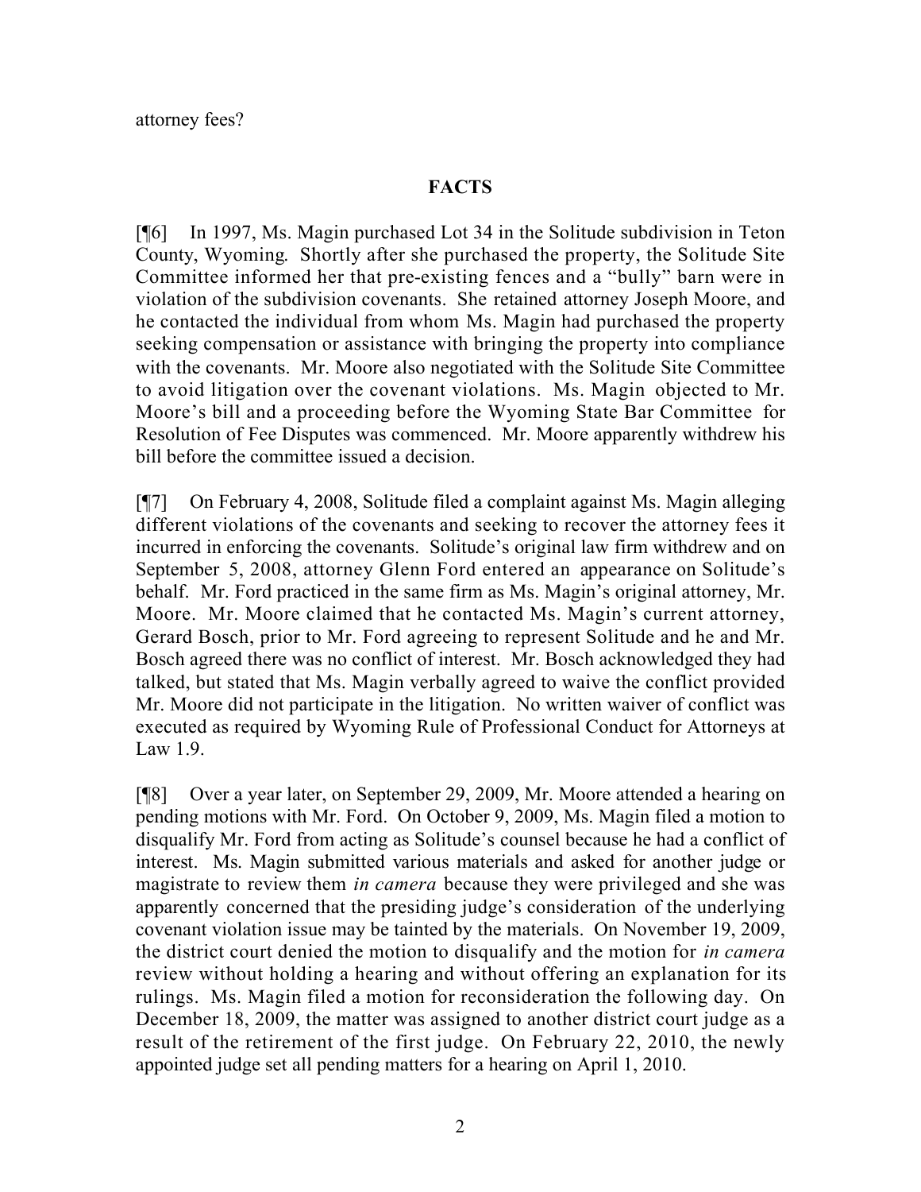attorney fees?

## FACTS

[¶6] In 1997, Ms. Magin purchased Lot 34 in the Solitude subdivision in Teton County, Wyoming. Shortly after she purchased the property, the Solitude Site Committee informed her that pre-existing fences and a "bully" barn were in violation of the subdivision covenants. She retained attorney Joseph Moore, and he contacted the individual from whom Ms. Magin had purchased the property seeking compensation or assistance with bringing the property into compliance with the covenants. Mr. Moore also negotiated with the Solitude Site Committee to avoid litigation over the covenant violations. Ms. Magin objected to Mr. Moore's bill and a proceeding before the Wyoming State Bar Committee for Resolution of Fee Disputes was commenced. Mr. Moore apparently withdrew his bill before the committee issued a decision.

[¶7] On February 4, 2008, Solitude filed a complaint against Ms. Magin alleging different violations of the covenants and seeking to recover the attorney fees it incurred in enforcing the covenants. Solitude's original law firm withdrew and on September 5, 2008, attorney Glenn Ford entered an appearance on Solitude's behalf. Mr. Ford practiced in the same firm as Ms. Magin's original attorney, Mr. Moore. Mr. Moore claimed that he contacted Ms. Magin's current attorney, Gerard Bosch, prior to Mr. Ford agreeing to represent Solitude and he and Mr. Bosch agreed there was no conflict of interest. Mr. Bosch acknowledged they had talked, but stated that Ms. Magin verbally agreed to waive the conflict provided Mr. Moore did not participate in the litigation. No written waiver of conflict was executed as required by Wyoming Rule of Professional Conduct for Attorneys at Law 1.9.

[¶8] Over a year later, on September 29, 2009, Mr. Moore attended a hearing on pending motions with Mr. Ford. On October 9, 2009, Ms. Magin filed a motion to disqualify Mr. Ford from acting as Solitude's counsel because he had a conflict of interest. Ms. Magin submitted various materials and asked for another judge or magistrate to review them *in camera* because they were privileged and she was apparently concerned that the presiding judge's consideration of the underlying covenant violation issue may be tainted by the materials. On November 19, 2009, the district court denied the motion to disqualify and the motion for *in camera* review without holding a hearing and without offering an explanation for its rulings. Ms. Magin filed a motion for reconsideration the following day. On December 18, 2009, the matter was assigned to another district court judge as a result of the retirement of the first judge. On February 22, 2010, the newly appointed judge set all pending matters for a hearing on April 1, 2010.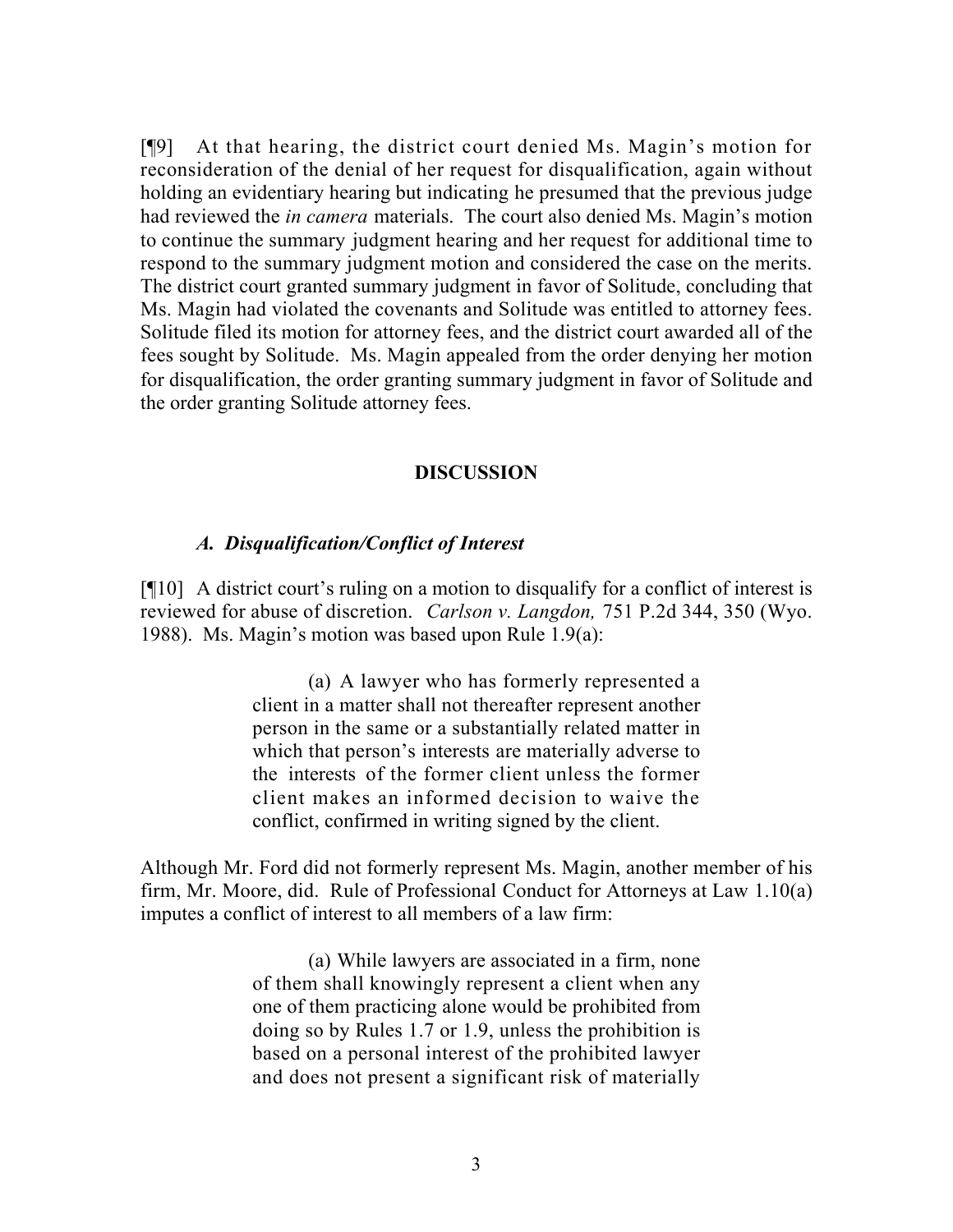[¶9] At that hearing, the district court denied Ms. Magin's motion for reconsideration of the denial of her request for disqualification, again without holding an evidentiary hearing but indicating he presumed that the previous judge had reviewed the *in camera* materials. The court also denied Ms. Magin's motion to continue the summary judgment hearing and her request for additional time to respond to the summary judgment motion and considered the case on the merits. The district court granted summary judgment in favor of Solitude, concluding that Ms. Magin had violated the covenants and Solitude was entitled to attorney fees. Solitude filed its motion for attorney fees, and the district court awarded all of the fees sought by Solitude. Ms. Magin appealed from the order denying her motion for disqualification, the order granting summary judgment in favor of Solitude and the order granting Solitude attorney fees.

## DISCUSSION

### *A. Disqualification/Conflict of Interest*

[¶10] A district court's ruling on a motion to disqualify for a conflict of interest is reviewed for abuse of discretion. *Carlson v. Langdon,* 751 P.2d 344, 350 (Wyo. 1988). Ms. Magin's motion was based upon Rule 1.9(a):

> (a) A lawyer who has formerly represented a client in a matter shall not thereafter represent another person in the same or a substantially related matter in which that person's interests are materially adverse to the interests of the former client unless the former client makes an informed decision to waive the conflict, confirmed in writing signed by the client.

Although Mr. Ford did not formerly represent Ms. Magin, another member of his firm, Mr. Moore, did. Rule of Professional Conduct for Attorneys at Law 1.10(a) imputes a conflict of interest to all members of a law firm:

> (a) While lawyers are associated in a firm, none of them shall knowingly represent a client when any one of them practicing alone would be prohibited from doing so by Rules 1.7 or 1.9, unless the prohibition is based on a personal interest of the prohibited lawyer and does not present a significant risk of materially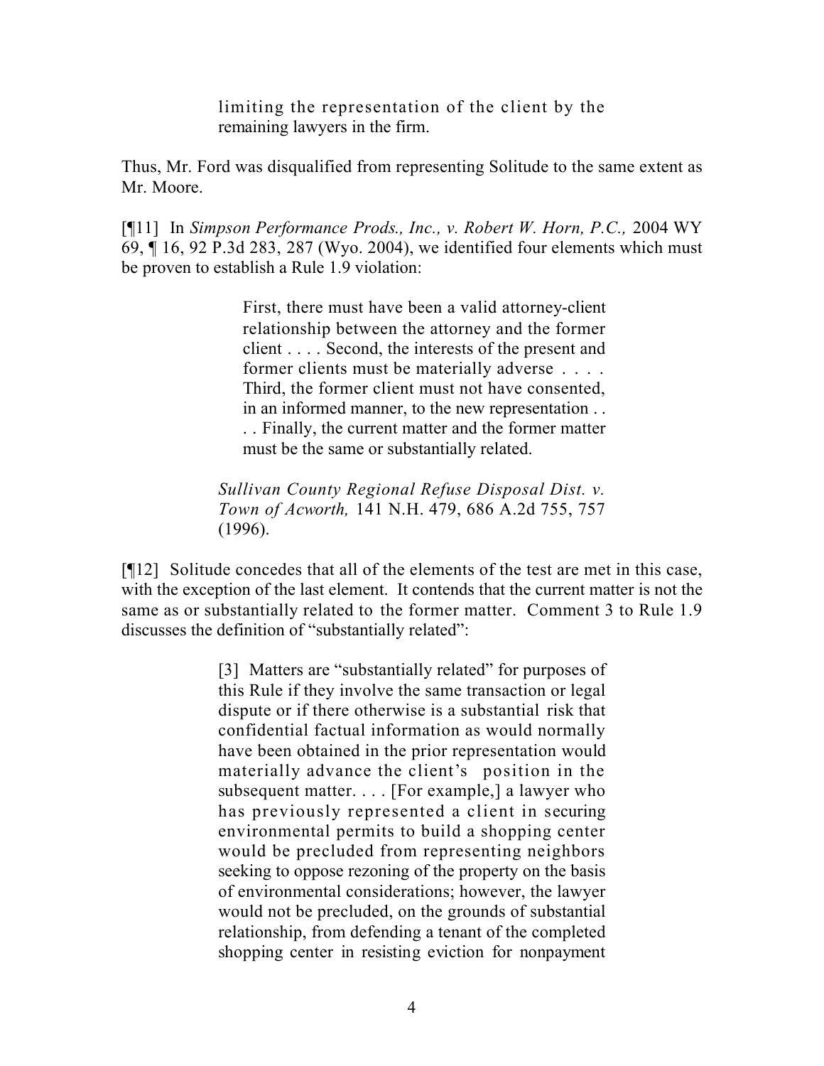> limiting the representation of the client by the remaining lawyers in the firm.

Thus, Mr. Ford was disqualified from representing Solitude to the same extent as Mr. Moore.

[¶11] In *Simpson Performance Prods., Inc., v. Robert W. Horn, P.C.,* 2004 WY 69, ¶ 16, 92 P.3d 283, 287 (Wyo. 2004), we identified four elements which must be proven to establish a Rule 1.9 violation:

> First, there must have been a valid attorney-client relationship between the attorney and the former client . . . . Second, the interests of the present and former clients must be materially adverse . . . . Third, the former client must not have consented, in an informed manner, to the new representation . . . . Finally, the current matter and the former matter must be the same or substantially related.
>
> *Sullivan County Regional Refuse Disposal Dist. v. Town of Acworth,* 141 N.H. 479, 686 A.2d 755, 757 (1996).

[¶12] Solitude concedes that all of the elements of the test are met in this case, with the exception of the last element. It contends that the current matter is not the same as or substantially related to the former matter. Comment 3 to Rule 1.9 discusses the definition of "substantially related":

> [3] Matters are "substantially related" for purposes of this Rule if they involve the same transaction or legal dispute or if there otherwise is a substantial risk that confidential factual information as would normally have been obtained in the prior representation would materially advance the client's position in the subsequent matter. . . . [For example,] a lawyer who has previously represented a client in securing environmental permits to build a shopping center would be precluded from representing neighbors seeking to oppose rezoning of the property on the basis of environmental considerations; however, the lawyer would not be precluded, on the grounds of substantial relationship, from defending a tenant of the completed shopping center in resisting eviction for nonpayment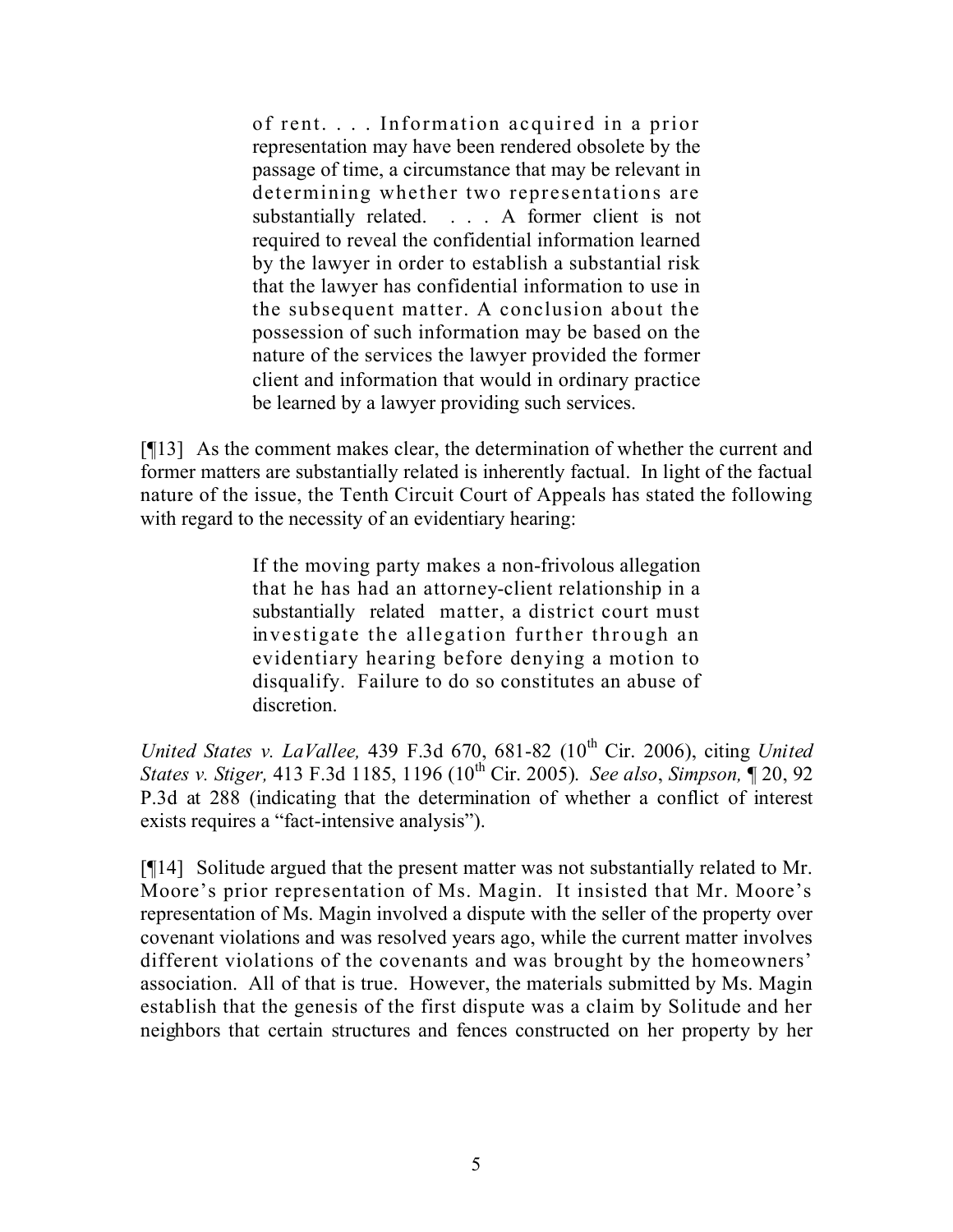> of rent. . . . Information acquired in a prior representation may have been rendered obsolete by the passage of time, a circumstance that may be relevant in determining whether two representations are substantially related. . . . A former client is not required to reveal the confidential information learned by the lawyer in order to establish a substantial risk that the lawyer has confidential information to use in the subsequent matter. A conclusion about the possession of such information may be based on the nature of the services the lawyer provided the former client and information that would in ordinary practice be learned by a lawyer providing such services.

[¶13] As the comment makes clear, the determination of whether the current and former matters are substantially related is inherently factual. In light of the factual nature of the issue, the Tenth Circuit Court of Appeals has stated the following with regard to the necessity of an evidentiary hearing:

> If the moving party makes a non-frivolous allegation that he has had an attorney-client relationship in a substantially related matter, a district court must investigate the allegation further through an evidentiary hearing before denying a motion to disqualify. Failure to do so constitutes an abuse of discretion.

*United States v. LaVallee,* 439 F.3d 670, 681-82 (10th Cir. 2006), citing *United States v. Stiger,* 413 F.3d 1185, 1196 (10th Cir. 2005). *See also*, *Simpson,* ¶ 20, 92 P.3d at 288 (indicating that the determination of whether a conflict of interest exists requires a "fact-intensive analysis").

[¶14] Solitude argued that the present matter was not substantially related to Mr. Moore's prior representation of Ms. Magin. It insisted that Mr. Moore's representation of Ms. Magin involved a dispute with the seller of the property over covenant violations and was resolved years ago, while the current matter involves different violations of the covenants and was brought by the homeowners' association. All of that is true. However, the materials submitted by Ms. Magin establish that the genesis of the first dispute was a claim by Solitude and her neighbors that certain structures and fences constructed on her property by her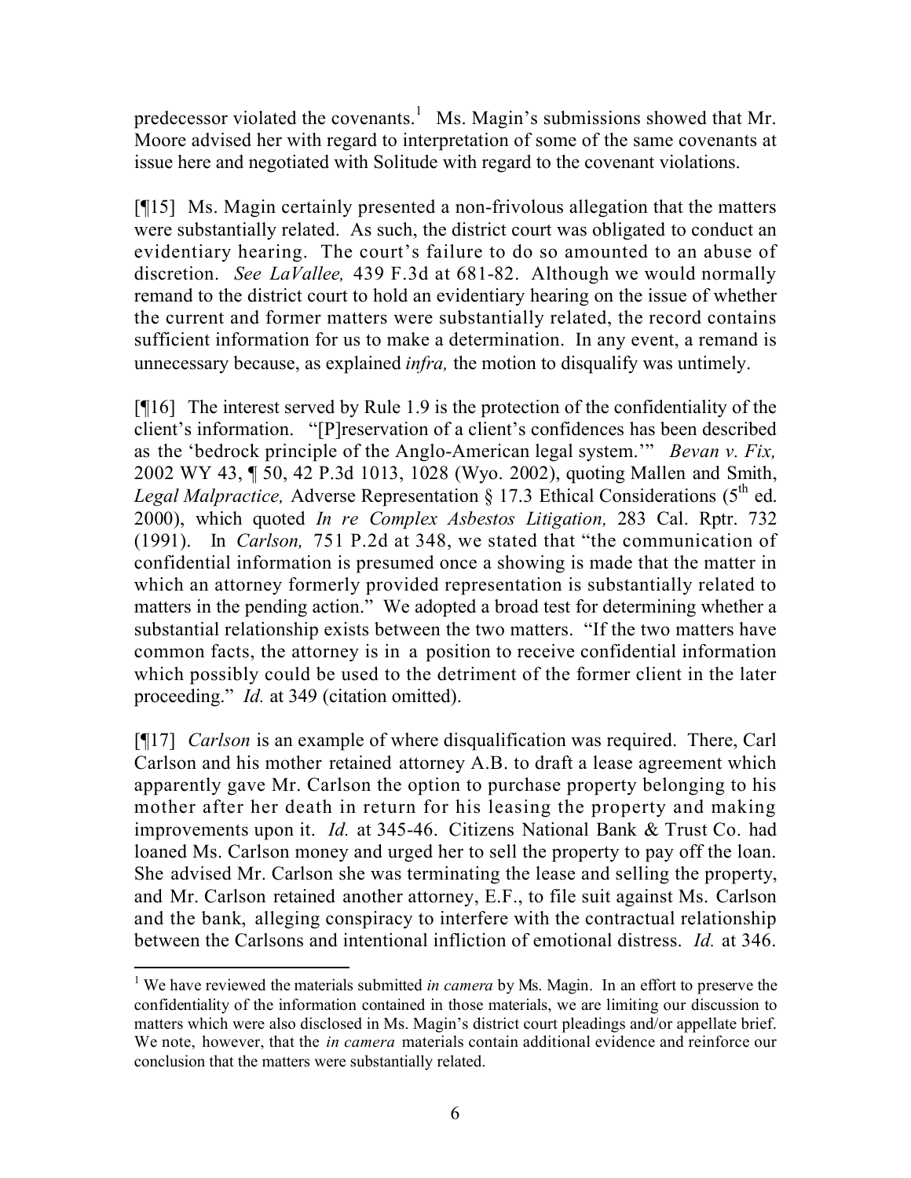predecessor violated the covenants.[1] Ms. Magin's submissions showed that Mr. Moore advised her with regard to interpretation of some of the same covenants at issue here and negotiated with Solitude with regard to the covenant violations.

[¶15] Ms. Magin certainly presented a non-frivolous allegation that the matters were substantially related. As such, the district court was obligated to conduct an evidentiary hearing. The court's failure to do so amounted to an abuse of discretion. *See LaVallee,* 439 F.3d at 681-82. Although we would normally remand to the district court to hold an evidentiary hearing on the issue of whether the current and former matters were substantially related, the record contains sufficient information for us to make a determination. In any event, a remand is unnecessary because, as explained *infra,* the motion to disqualify was untimely.

[¶16] The interest served by Rule 1.9 is the protection of the confidentiality of the client's information. "[P]reservation of a client's confidences has been described as the 'bedrock principle of the Anglo-American legal system.'" *Bevan v. Fix,* 2002 WY 43, ¶ 50, 42 P.3d 1013, 1028 (Wyo. 2002), quoting Mallen and Smith, *Legal Malpractice,* Adverse Representation § 17.3 Ethical Considerations (5th ed. 2000), which quoted *In re Complex Asbestos Litigation,* 283 Cal. Rptr. 732 (1991). In *Carlson,* 751 P.2d at 348, we stated that "the communication of confidential information is presumed once a showing is made that the matter in which an attorney formerly provided representation is substantially related to matters in the pending action." We adopted a broad test for determining whether a substantial relationship exists between the two matters. "If the two matters have common facts, the attorney is in a position to receive confidential information which possibly could be used to the detriment of the former client in the later proceeding." *Id.* at 349 (citation omitted).

[¶17] *Carlson* is an example of where disqualification was required. There, Carl Carlson and his mother retained attorney A.B. to draft a lease agreement which apparently gave Mr. Carlson the option to purchase property belonging to his mother after her death in return for his leasing the property and making improvements upon it. *Id.* at 345-46. Citizens National Bank & Trust Co. had loaned Ms. Carlson money and urged her to sell the property to pay off the loan. She advised Mr. Carlson she was terminating the lease and selling the property, and Mr. Carlson retained another attorney, E.F., to file suit against Ms. Carlson and the bank, alleging conspiracy to interfere with the contractual relationship between the Carlsons and intentional infliction of emotional distress. *Id.* at 346.

---

[1] We have reviewed the materials submitted *in camera* by Ms. Magin. In an effort to preserve the confidentiality of the information contained in those materials, we are limiting our discussion to matters which were also disclosed in Ms. Magin's district court pleadings and/or appellate brief. We note, however, that the *in camera* materials contain additional evidence and reinforce our conclusion that the matters were substantially related.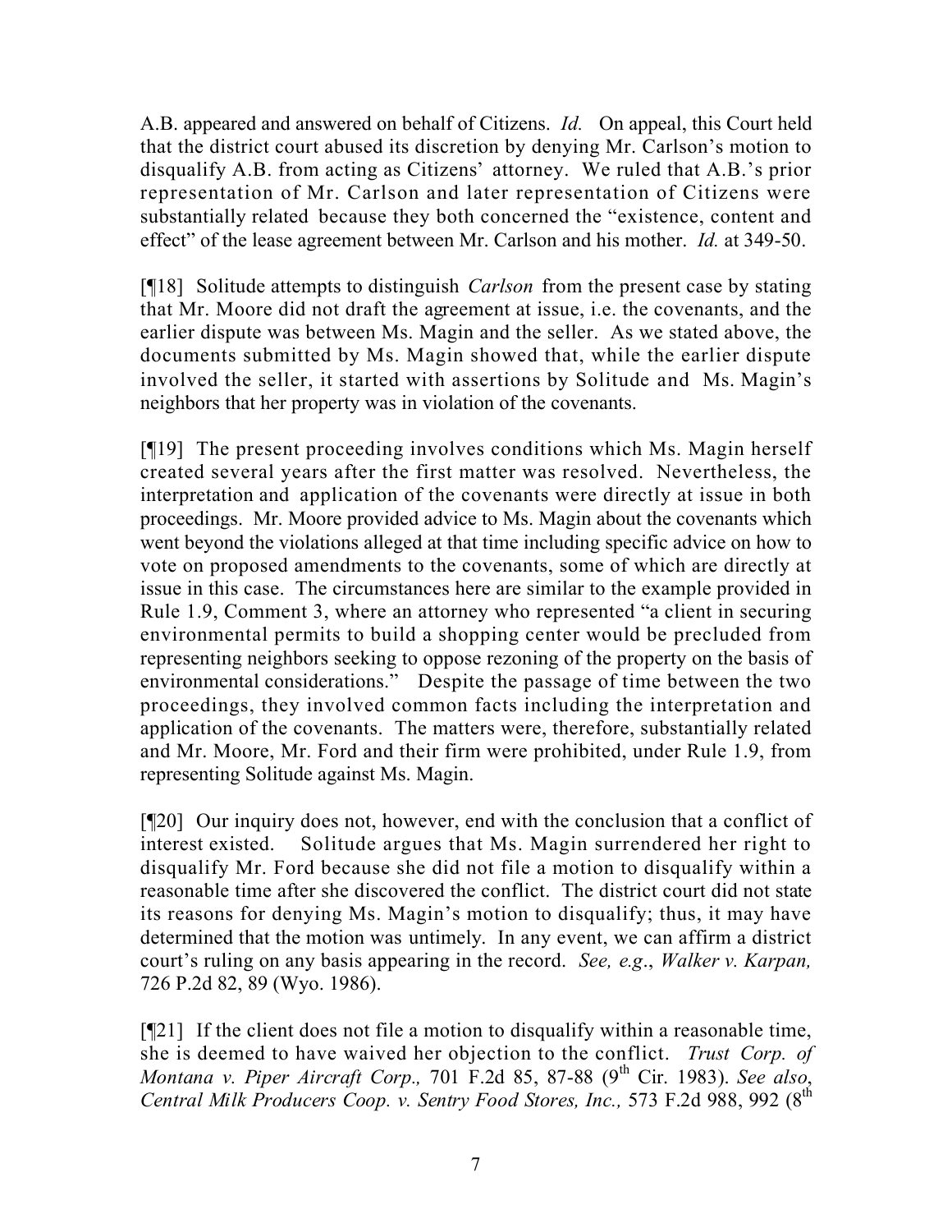A.B. appeared and answered on behalf of Citizens. *Id.* On appeal, this Court held that the district court abused its discretion by denying Mr. Carlson's motion to disqualify A.B. from acting as Citizens' attorney. We ruled that A.B.'s prior representation of Mr. Carlson and later representation of Citizens were substantially related because they both concerned the "existence, content and effect" of the lease agreement between Mr. Carlson and his mother. *Id.* at 349-50.

[¶18] Solitude attempts to distinguish *Carlson* from the present case by stating that Mr. Moore did not draft the agreement at issue, i.e. the covenants, and the earlier dispute was between Ms. Magin and the seller. As we stated above, the documents submitted by Ms. Magin showed that, while the earlier dispute involved the seller, it started with assertions by Solitude and Ms. Magin's neighbors that her property was in violation of the covenants.

[¶19] The present proceeding involves conditions which Ms. Magin herself created several years after the first matter was resolved. Nevertheless, the interpretation and application of the covenants were directly at issue in both proceedings. Mr. Moore provided advice to Ms. Magin about the covenants which went beyond the violations alleged at that time including specific advice on how to vote on proposed amendments to the covenants, some of which are directly at issue in this case. The circumstances here are similar to the example provided in Rule 1.9, Comment 3, where an attorney who represented "a client in securing environmental permits to build a shopping center would be precluded from representing neighbors seeking to oppose rezoning of the property on the basis of environmental considerations." Despite the passage of time between the two proceedings, they involved common facts including the interpretation and application of the covenants. The matters were, therefore, substantially related and Mr. Moore, Mr. Ford and their firm were prohibited, under Rule 1.9, from representing Solitude against Ms. Magin.

[¶20] Our inquiry does not, however, end with the conclusion that a conflict of interest existed. Solitude argues that Ms. Magin surrendered her right to disqualify Mr. Ford because she did not file a motion to disqualify within a reasonable time after she discovered the conflict. The district court did not state its reasons for denying Ms. Magin's motion to disqualify; thus, it may have determined that the motion was untimely. In any event, we can affirm a district court's ruling on any basis appearing in the record. *See, e.g.*, *Walker v. Karpan,* 726 P.2d 82, 89 (Wyo. 1986).

[¶21] If the client does not file a motion to disqualify within a reasonable time, she is deemed to have waived her objection to the conflict. *Trust Corp. of Montana v. Piper Aircraft Corp.,* 701 F.2d 85, 87-88 (9th Cir. 1983). *See also*, *Central Milk Producers Coop. v. Sentry Food Stores, Inc.,* 573 F.2d 988, 992 (8th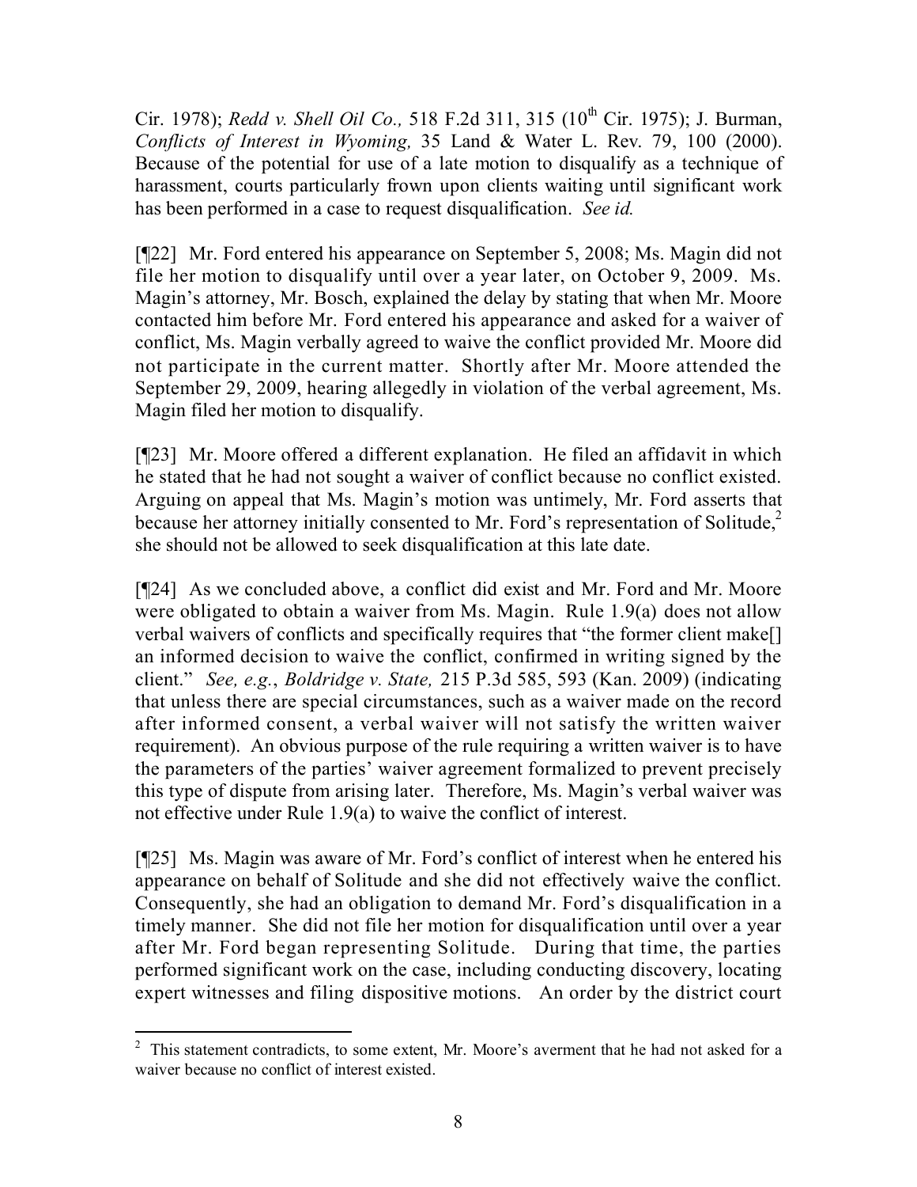Cir. 1978); *Redd v. Shell Oil Co.,* 518 F.2d 311, 315 (10th Cir. 1975); J. Burman, *Conflicts of Interest in Wyoming,* 35 Land & Water L. Rev. 79, 100 (2000). Because of the potential for use of a late motion to disqualify as a technique of harassment, courts particularly frown upon clients waiting until significant work has been performed in a case to request disqualification. *See id.*

[¶22] Mr. Ford entered his appearance on September 5, 2008; Ms. Magin did not file her motion to disqualify until over a year later, on October 9, 2009. Ms. Magin's attorney, Mr. Bosch, explained the delay by stating that when Mr. Moore contacted him before Mr. Ford entered his appearance and asked for a waiver of conflict, Ms. Magin verbally agreed to waive the conflict provided Mr. Moore did not participate in the current matter. Shortly after Mr. Moore attended the September 29, 2009, hearing allegedly in violation of the verbal agreement, Ms. Magin filed her motion to disqualify.

[¶23] Mr. Moore offered a different explanation. He filed an affidavit in which he stated that he had not sought a waiver of conflict because no conflict existed. Arguing on appeal that Ms. Magin's motion was untimely, Mr. Ford asserts that because her attorney initially consented to Mr. Ford's representation of Solitude,[2] she should not be allowed to seek disqualification at this late date.

[¶24] As we concluded above, a conflict did exist and Mr. Ford and Mr. Moore were obligated to obtain a waiver from Ms. Magin. Rule 1.9(a) does not allow verbal waivers of conflicts and specifically requires that "the former client make[] an informed decision to waive the conflict, confirmed in writing signed by the client." *See, e.g.*, *Boldridge v. State,* 215 P.3d 585, 593 (Kan. 2009) (indicating that unless there are special circumstances, such as a waiver made on the record after informed consent, a verbal waiver will not satisfy the written waiver requirement). An obvious purpose of the rule requiring a written waiver is to have the parameters of the parties' waiver agreement formalized to prevent precisely this type of dispute from arising later. Therefore, Ms. Magin's verbal waiver was not effective under Rule 1.9(a) to waive the conflict of interest.

[¶25] Ms. Magin was aware of Mr. Ford's conflict of interest when he entered his appearance on behalf of Solitude and she did not effectively waive the conflict. Consequently, she had an obligation to demand Mr. Ford's disqualification in a timely manner. She did not file her motion for disqualification until over a year after Mr. Ford began representing Solitude. During that time, the parties performed significant work on the case, including conducting discovery, locating expert witnesses and filing dispositive motions. An order by the district court

---

[2] This statement contradicts, to some extent, Mr. Moore's averment that he had not asked for a waiver because no conflict of interest existed.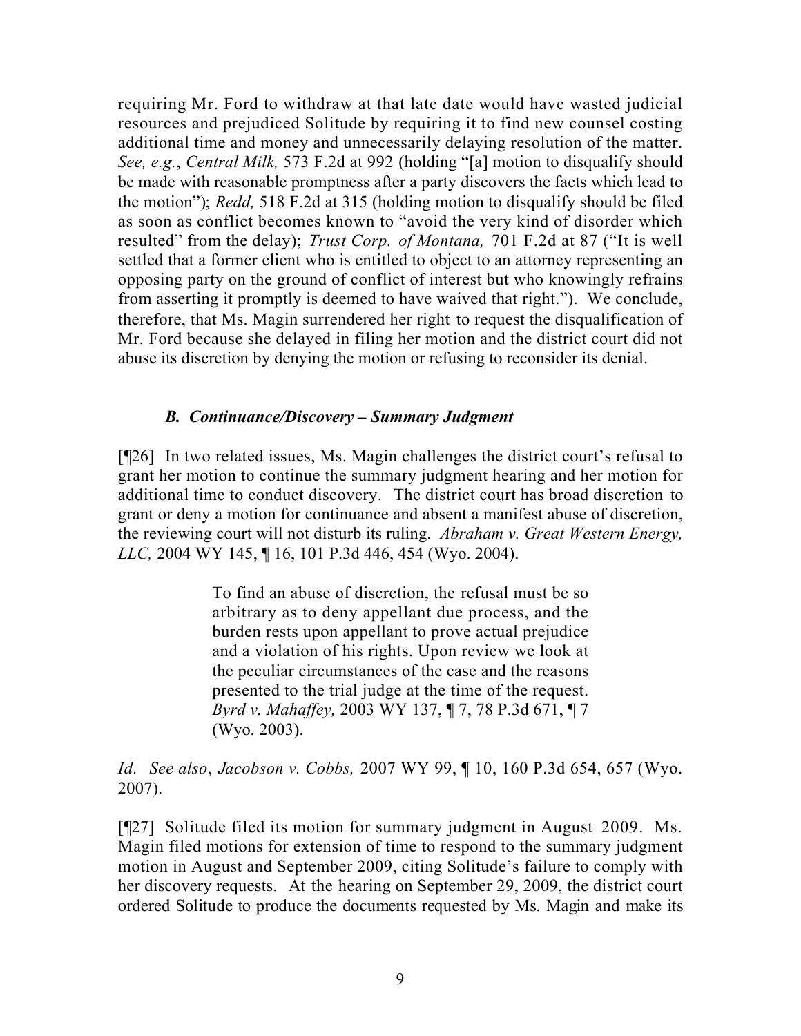requiring Mr. Ford to withdraw at that late date would have wasted judicial resources and prejudiced Solitude by requiring it to find new counsel costing additional time and money and unnecessarily delaying resolution of the matter. *See, e.g.*, *Central Milk,* 573 F.2d at 992 (holding "[a] motion to disqualify should be made with reasonable promptness after a party discovers the facts which lead to the motion"); *Redd,* 518 F.2d at 315 (holding motion to disqualify should be filed as soon as conflict becomes known to "avoid the very kind of disorder which resulted" from the delay); *Trust Corp. of Montana,* 701 F.2d at 87 ("It is well settled that a former client who is entitled to object to an attorney representing an opposing party on the ground of conflict of interest but who knowingly refrains from asserting it promptly is deemed to have waived that right."). We conclude, therefore, that Ms. Magin surrendered her right to request the disqualification of Mr. Ford because she delayed in filing her motion and the district court did not abuse its discretion by denying the motion or refusing to reconsider its denial.

### *B. Continuance/Discovery – Summary Judgment*

[¶26] In two related issues, Ms. Magin challenges the district court's refusal to grant her motion to continue the summary judgment hearing and her motion for additional time to conduct discovery. The district court has broad discretion to grant or deny a motion for continuance and absent a manifest abuse of discretion, the reviewing court will not disturb its ruling. *Abraham v. Great Western Energy, LLC,* 2004 WY 145, ¶ 16, 101 P.3d 446, 454 (Wyo. 2004).

> To find an abuse of discretion, the refusal must be so arbitrary as to deny appellant due process, and the burden rests upon appellant to prove actual prejudice and a violation of his rights. Upon review we look at the peculiar circumstances of the case and the reasons presented to the trial judge at the time of the request. *Byrd v. Mahaffey,* 2003 WY 137, ¶ 7, 78 P.3d 671, ¶ 7 (Wyo. 2003).

*Id. See also*, *Jacobson v. Cobbs,* 2007 WY 99, ¶ 10, 160 P.3d 654, 657 (Wyo. 2007).

[¶27] Solitude filed its motion for summary judgment in August 2009. Ms. Magin filed motions for extension of time to respond to the summary judgment motion in August and September 2009, citing Solitude's failure to comply with her discovery requests. At the hearing on September 29, 2009, the district court ordered Solitude to produce the documents requested by Ms. Magin and make its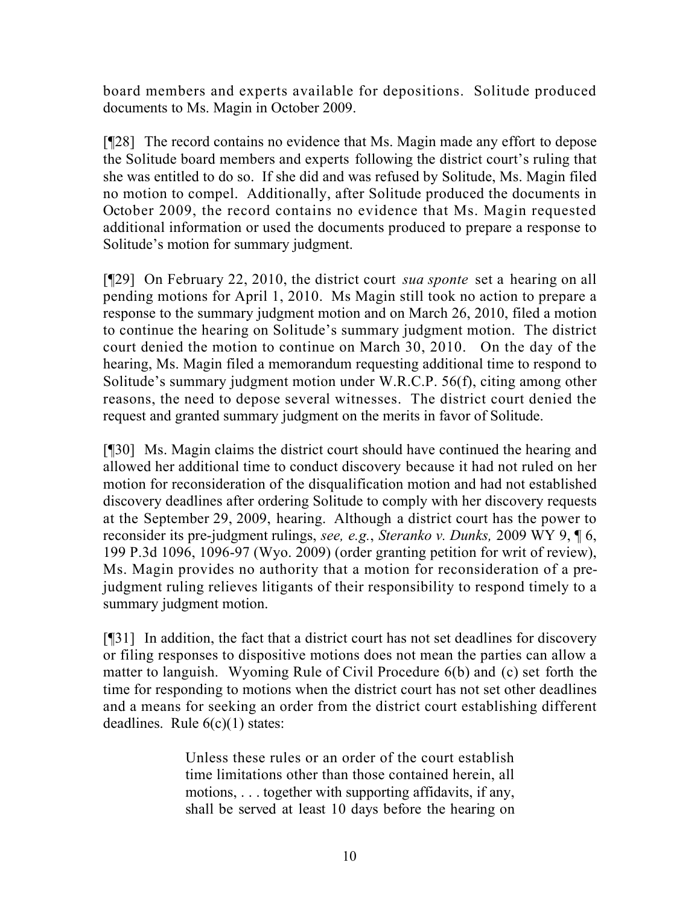board members and experts available for depositions. Solitude produced documents to Ms. Magin in October 2009.

[¶28] The record contains no evidence that Ms. Magin made any effort to depose the Solitude board members and experts following the district court's ruling that she was entitled to do so. If she did and was refused by Solitude, Ms. Magin filed no motion to compel. Additionally, after Solitude produced the documents in October 2009, the record contains no evidence that Ms. Magin requested additional information or used the documents produced to prepare a response to Solitude's motion for summary judgment.

[¶29] On February 22, 2010, the district court *sua sponte* set a hearing on all pending motions for April 1, 2010. Ms Magin still took no action to prepare a response to the summary judgment motion and on March 26, 2010, filed a motion to continue the hearing on Solitude's summary judgment motion. The district court denied the motion to continue on March 30, 2010. On the day of the hearing, Ms. Magin filed a memorandum requesting additional time to respond to Solitude's summary judgment motion under W.R.C.P. 56(f), citing among other reasons, the need to depose several witnesses. The district court denied the request and granted summary judgment on the merits in favor of Solitude.

[¶30] Ms. Magin claims the district court should have continued the hearing and allowed her additional time to conduct discovery because it had not ruled on her motion for reconsideration of the disqualification motion and had not established discovery deadlines after ordering Solitude to comply with her discovery requests at the September 29, 2009, hearing. Although a district court has the power to reconsider its pre-judgment rulings, *see, e.g.*, *Steranko v. Dunks,* 2009 WY 9, ¶ 6, 199 P.3d 1096, 1096-97 (Wyo. 2009) (order granting petition for writ of review), Ms. Magin provides no authority that a motion for reconsideration of a pre-judgment ruling relieves litigants of their responsibility to respond timely to a summary judgment motion.

[¶31] In addition, the fact that a district court has not set deadlines for discovery or filing responses to dispositive motions does not mean the parties can allow a matter to languish. Wyoming Rule of Civil Procedure 6(b) and (c) set forth the time for responding to motions when the district court has not set other deadlines and a means for seeking an order from the district court establishing different deadlines. Rule 6(c)(1) states:

> Unless these rules or an order of the court establish time limitations other than those contained herein, all motions, . . . together with supporting affidavits, if any, shall be served at least 10 days before the hearing on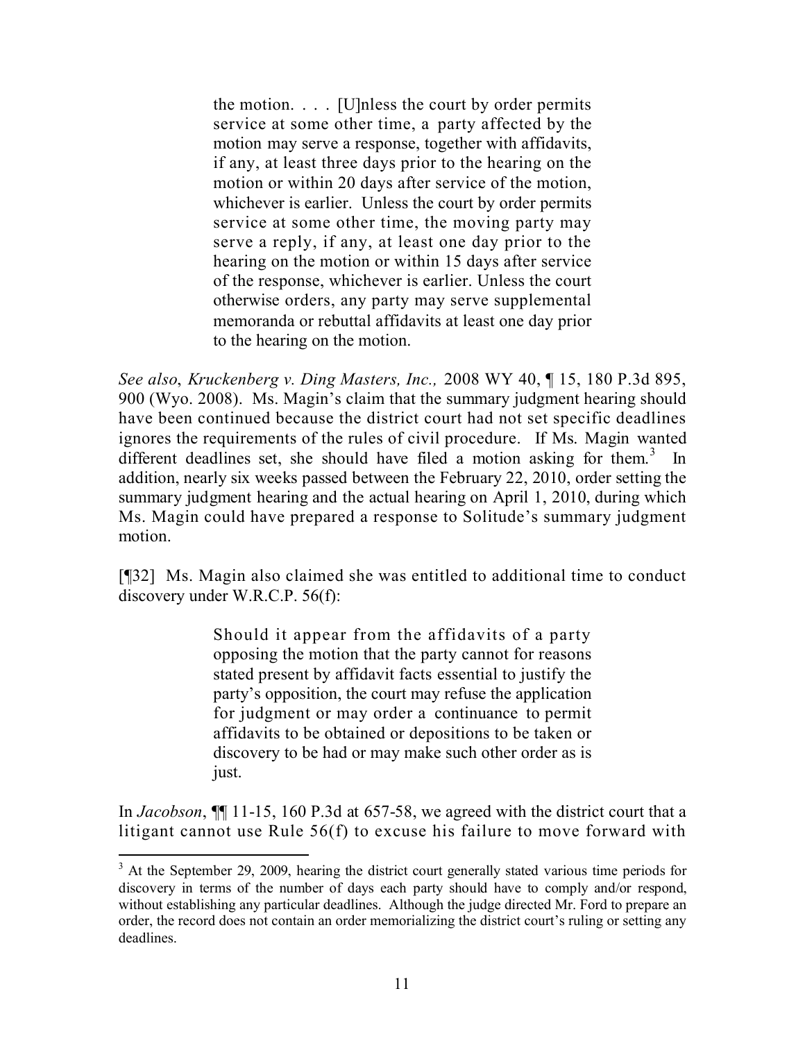> the motion. . . . [U]nless the court by order permits service at some other time, a party affected by the motion may serve a response, together with affidavits, if any, at least three days prior to the hearing on the motion or within 20 days after service of the motion, whichever is earlier. Unless the court by order permits service at some other time, the moving party may serve a reply, if any, at least one day prior to the hearing on the motion or within 15 days after service of the response, whichever is earlier. Unless the court otherwise orders, any party may serve supplemental memoranda or rebuttal affidavits at least one day prior to the hearing on the motion.

*See also*, *Kruckenberg v. Ding Masters, Inc.,* 2008 WY 40, ¶ 15, 180 P.3d 895, 900 (Wyo. 2008). Ms. Magin's claim that the summary judgment hearing should have been continued because the district court had not set specific deadlines ignores the requirements of the rules of civil procedure. If Ms. Magin wanted different deadlines set, she should have filed a motion asking for them.[3] In addition, nearly six weeks passed between the February 22, 2010, order setting the summary judgment hearing and the actual hearing on April 1, 2010, during which Ms. Magin could have prepared a response to Solitude's summary judgment motion.

[¶32] Ms. Magin also claimed she was entitled to additional time to conduct discovery under W.R.C.P. 56(f):

> Should it appear from the affidavits of a party opposing the motion that the party cannot for reasons stated present by affidavit facts essential to justify the party's opposition, the court may refuse the application for judgment or may order a continuance to permit affidavits to be obtained or depositions to be taken or discovery to be had or may make such other order as is just.

In *Jacobson*, ¶¶ 11-15, 160 P.3d at 657-58, we agreed with the district court that a litigant cannot use Rule 56(f) to excuse his failure to move forward with

---

[3] At the September 29, 2009, hearing the district court generally stated various time periods for discovery in terms of the number of days each party should have to comply and/or respond, without establishing any particular deadlines. Although the judge directed Mr. Ford to prepare an order, the record does not contain an order memorializing the district court's ruling or setting any deadlines.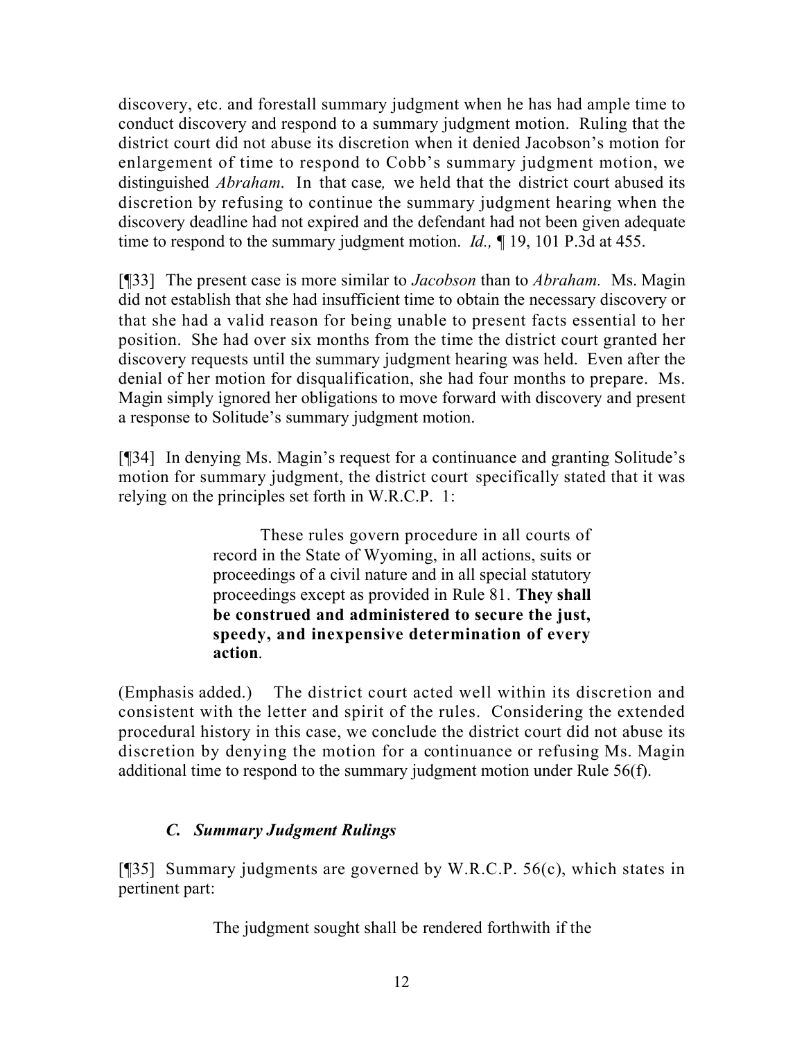discovery, etc. and forestall summary judgment when he has had ample time to conduct discovery and respond to a summary judgment motion. Ruling that the district court did not abuse its discretion when it denied Jacobson's motion for enlargement of time to respond to Cobb's summary judgment motion, we distinguished *Abraham*. In that case, we held that the district court abused its discretion by refusing to continue the summary judgment hearing when the discovery deadline had not expired and the defendant had not been given adequate time to respond to the summary judgment motion. *Id.*, ¶ 19, 101 P.3d at 455.

[¶33] The present case is more similar to *Jacobson* than to *Abraham.* Ms. Magin did not establish that she had insufficient time to obtain the necessary discovery or that she had a valid reason for being unable to present facts essential to her position. She had over six months from the time the district court granted her discovery requests until the summary judgment hearing was held. Even after the denial of her motion for disqualification, she had four months to prepare. Ms. Magin simply ignored her obligations to move forward with discovery and present a response to Solitude's summary judgment motion.

[¶34] In denying Ms. Magin's request for a continuance and granting Solitude's motion for summary judgment, the district court specifically stated that it was relying on the principles set forth in W.R.C.P. 1:

> These rules govern procedure in all courts of record in the State of Wyoming, in all actions, suits or proceedings of a civil nature and in all special statutory proceedings except as provided in Rule 81. **They shall be construed and administered to secure the just, speedy, and inexpensive determination of every action**.

(Emphasis added.) The district court acted well within its discretion and consistent with the letter and spirit of the rules. Considering the extended procedural history in this case, we conclude the district court did not abuse its discretion by denying the motion for a continuance or refusing Ms. Magin additional time to respond to the summary judgment motion under Rule 56(f).

### *C. Summary Judgment Rulings*

[¶35] Summary judgments are governed by W.R.C.P. 56(c), which states in pertinent part:

> The judgment sought shall be rendered forthwith if the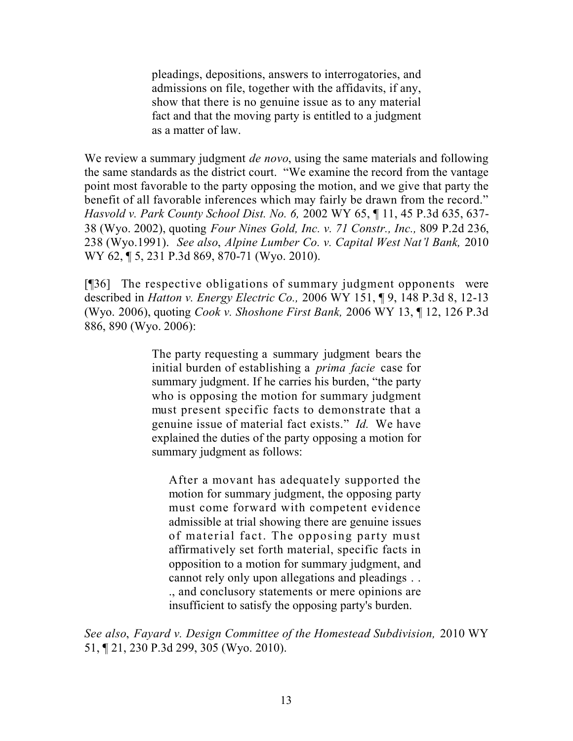> pleadings, depositions, answers to interrogatories, and admissions on file, together with the affidavits, if any, show that there is no genuine issue as to any material fact and that the moving party is entitled to a judgment as a matter of law.

We review a summary judgment *de novo*, using the same materials and following the same standards as the district court. "We examine the record from the vantage point most favorable to the party opposing the motion, and we give that party the benefit of all favorable inferences which may fairly be drawn from the record." *Hasvold v. Park County School Dist. No. 6,* 2002 WY 65, ¶ 11, 45 P.3d 635, 637-38 (Wyo. 2002), quoting *Four Nines Gold, Inc. v. 71 Constr., Inc.,* 809 P.2d 236, 238 (Wyo.1991). *See also*, *Alpine Lumber Co. v. Capital West Nat'l Bank,* 2010 WY 62, ¶ 5, 231 P.3d 869, 870-71 (Wyo. 2010).

[¶36] The respective obligations of summary judgment opponents were described in *Hatton v. Energy Electric Co.,* 2006 WY 151, ¶ 9, 148 P.3d 8, 12-13 (Wyo. 2006), quoting *Cook v. Shoshone First Bank,* 2006 WY 13, ¶ 12, 126 P.3d 886, 890 (Wyo. 2006):

> The party requesting a summary judgment bears the initial burden of establishing a *prima facie* case for summary judgment. If he carries his burden, "the party who is opposing the motion for summary judgment must present specific facts to demonstrate that a genuine issue of material fact exists." *Id.* We have explained the duties of the party opposing a motion for summary judgment as follows:
>
>> After a movant has adequately supported the motion for summary judgment, the opposing party must come forward with competent evidence admissible at trial showing there are genuine issues of material fact. The opposing party must affirmatively set forth material, specific facts in opposition to a motion for summary judgment, and cannot rely only upon allegations and pleadings . . ., and conclusory statements or mere opinions are insufficient to satisfy the opposing party's burden.

*See also*, *Fayard v. Design Committee of the Homestead Subdivision,* 2010 WY 51, ¶ 21, 230 P.3d 299, 305 (Wyo. 2010).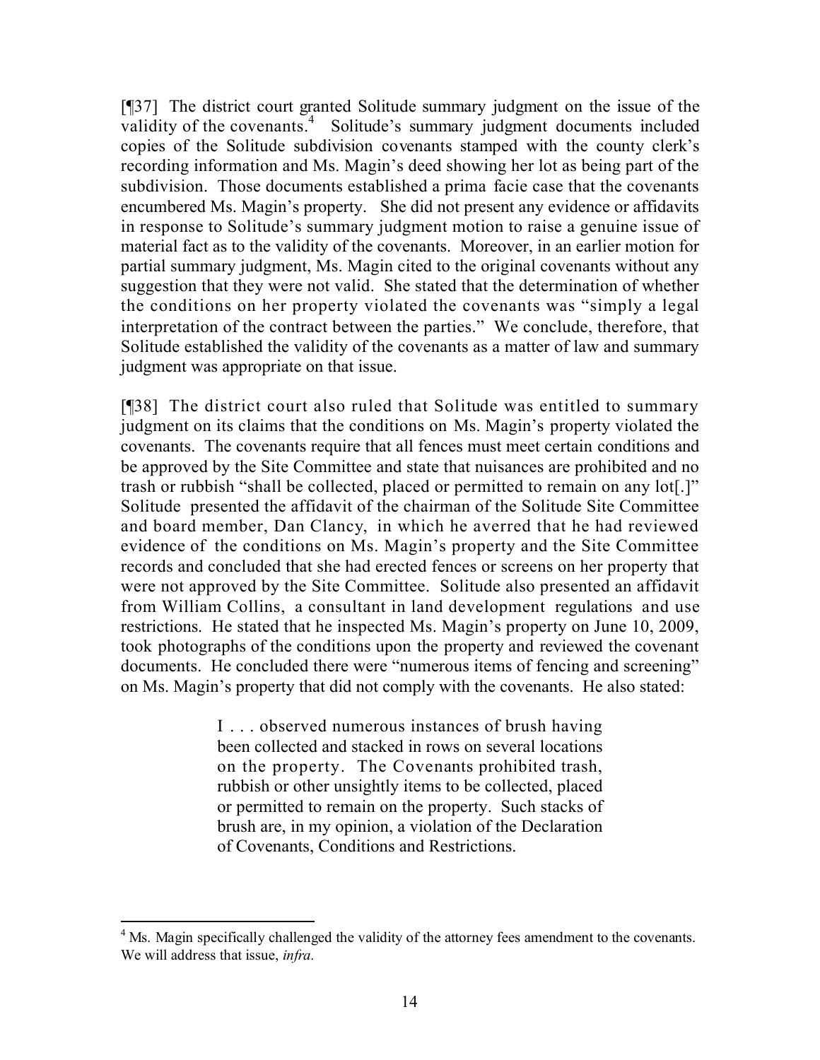[¶37] The district court granted Solitude summary judgment on the issue of the validity of the covenants.[4] Solitude's summary judgment documents included copies of the Solitude subdivision covenants stamped with the county clerk's recording information and Ms. Magin's deed showing her lot as being part of the subdivision. Those documents established a prima facie case that the covenants encumbered Ms. Magin's property. She did not present any evidence or affidavits in response to Solitude's summary judgment motion to raise a genuine issue of material fact as to the validity of the covenants. Moreover, in an earlier motion for partial summary judgment, Ms. Magin cited to the original covenants without any suggestion that they were not valid. She stated that the determination of whether the conditions on her property violated the covenants was "simply a legal interpretation of the contract between the parties." We conclude, therefore, that Solitude established the validity of the covenants as a matter of law and summary judgment was appropriate on that issue.

[¶38] The district court also ruled that Solitude was entitled to summary judgment on its claims that the conditions on Ms. Magin's property violated the covenants. The covenants require that all fences must meet certain conditions and be approved by the Site Committee and state that nuisances are prohibited and no trash or rubbish "shall be collected, placed or permitted to remain on any lot[.]" Solitude presented the affidavit of the chairman of the Solitude Site Committee and board member, Dan Clancy, in which he averred that he had reviewed evidence of the conditions on Ms. Magin's property and the Site Committee records and concluded that she had erected fences or screens on her property that were not approved by the Site Committee. Solitude also presented an affidavit from William Collins, a consultant in land development regulations and use restrictions. He stated that he inspected Ms. Magin's property on June 10, 2009, took photographs of the conditions upon the property and reviewed the covenant documents. He concluded there were "numerous items of fencing and screening" on Ms. Magin's property that did not comply with the covenants. He also stated:

> I . . . observed numerous instances of brush having been collected and stacked in rows on several locations on the property. The Covenants prohibited trash, rubbish or other unsightly items to be collected, placed or permitted to remain on the property. Such stacks of brush are, in my opinion, a violation of the Declaration of Covenants, Conditions and Restrictions.

---

[4] Ms. Magin specifically challenged the validity of the attorney fees amendment to the covenants. We will address that issue, *infra.*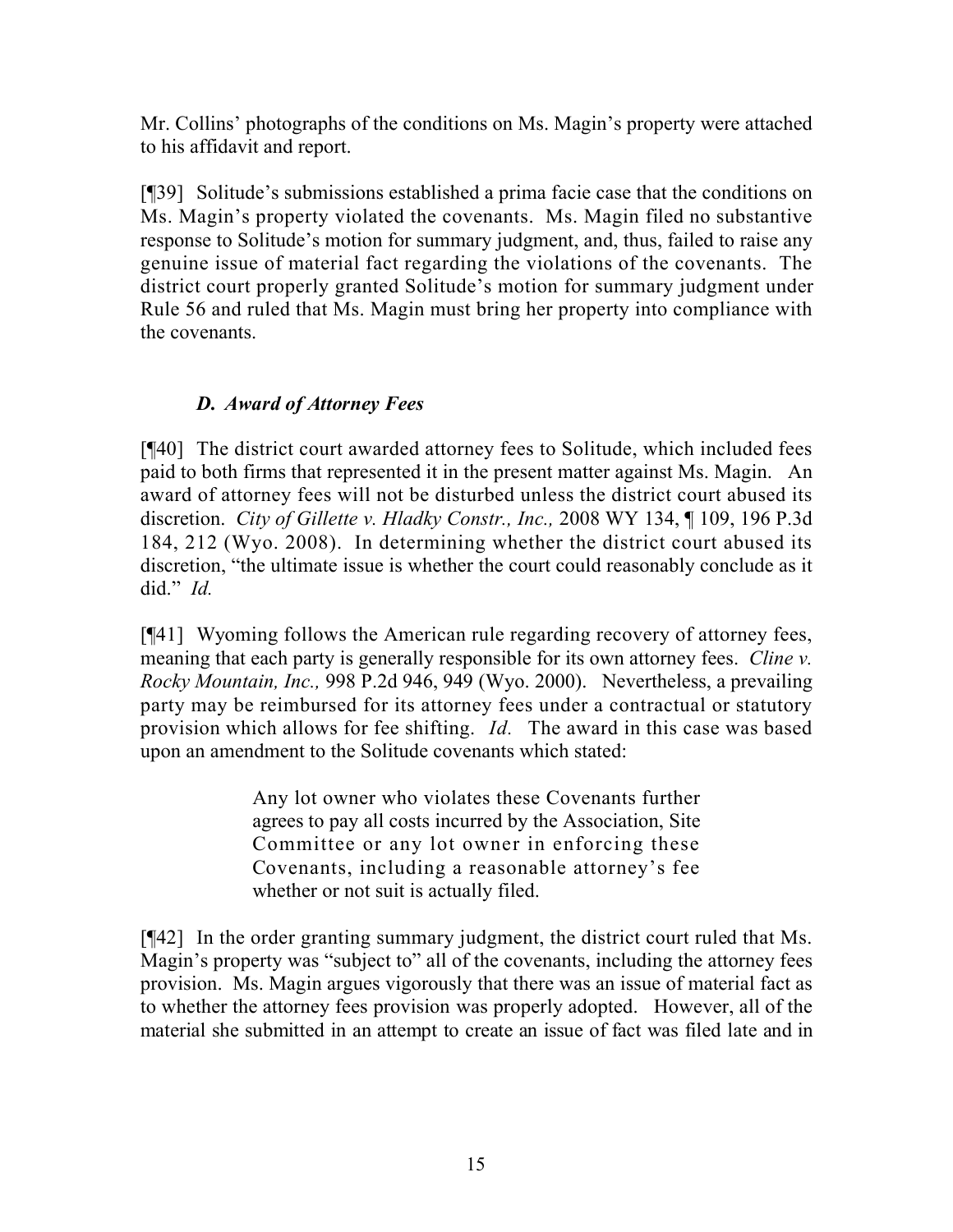Mr. Collins' photographs of the conditions on Ms. Magin's property were attached to his affidavit and report.

[¶39] Solitude's submissions established a prima facie case that the conditions on Ms. Magin's property violated the covenants. Ms. Magin filed no substantive response to Solitude's motion for summary judgment, and, thus, failed to raise any genuine issue of material fact regarding the violations of the covenants. The district court properly granted Solitude's motion for summary judgment under Rule 56 and ruled that Ms. Magin must bring her property into compliance with the covenants.

### *D. Award of Attorney Fees*

[¶40] The district court awarded attorney fees to Solitude, which included fees paid to both firms that represented it in the present matter against Ms. Magin. An award of attorney fees will not be disturbed unless the district court abused its discretion. *City of Gillette v. Hladky Constr., Inc.,* 2008 WY 134, ¶ 109, 196 P.3d 184, 212 (Wyo. 2008). In determining whether the district court abused its discretion, "the ultimate issue is whether the court could reasonably conclude as it did." *Id.*

[¶41] Wyoming follows the American rule regarding recovery of attorney fees, meaning that each party is generally responsible for its own attorney fees. *Cline v. Rocky Mountain, Inc.,* 998 P.2d 946, 949 (Wyo. 2000). Nevertheless, a prevailing party may be reimbursed for its attorney fees under a contractual or statutory provision which allows for fee shifting. *Id.* The award in this case was based upon an amendment to the Solitude covenants which stated:

> Any lot owner who violates these Covenants further agrees to pay all costs incurred by the Association, Site Committee or any lot owner in enforcing these Covenants, including a reasonable attorney's fee whether or not suit is actually filed.

[¶42] In the order granting summary judgment, the district court ruled that Ms. Magin's property was "subject to" all of the covenants, including the attorney fees provision. Ms. Magin argues vigorously that there was an issue of material fact as to whether the attorney fees provision was properly adopted. However, all of the material she submitted in an attempt to create an issue of fact was filed late and in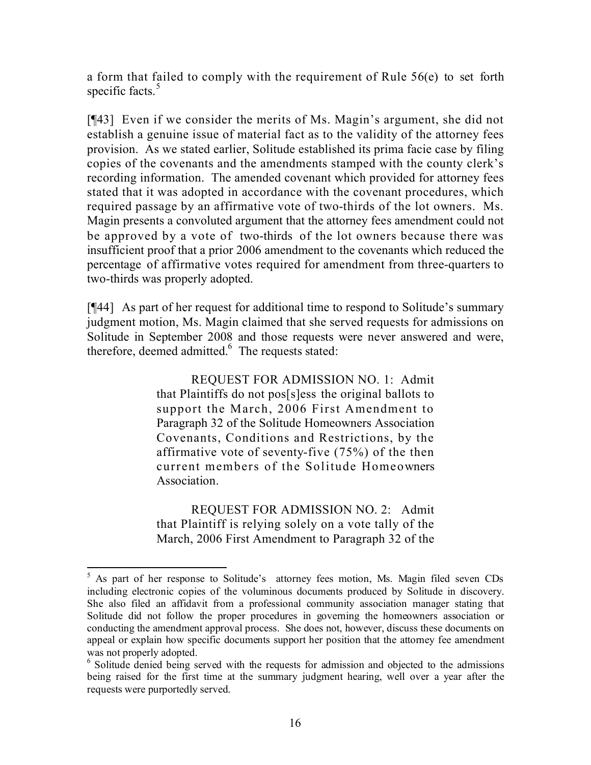a form that failed to comply with the requirement of Rule 56(e) to set forth specific facts.[5]

[¶43] Even if we consider the merits of Ms. Magin's argument, she did not establish a genuine issue of material fact as to the validity of the attorney fees provision. As we stated earlier, Solitude established its prima facie case by filing copies of the covenants and the amendments stamped with the county clerk's recording information. The amended covenant which provided for attorney fees stated that it was adopted in accordance with the covenant procedures, which required passage by an affirmative vote of two-thirds of the lot owners. Ms. Magin presents a convoluted argument that the attorney fees amendment could not be approved by a vote of two-thirds of the lot owners because there was insufficient proof that a prior 2006 amendment to the covenants which reduced the percentage of affirmative votes required for amendment from three-quarters to two-thirds was properly adopted.

[¶44] As part of her request for additional time to respond to Solitude's summary judgment motion, Ms. Magin claimed that she served requests for admissions on Solitude in September 2008 and those requests were never answered and were, therefore, deemed admitted.[6] The requests stated:

> REQUEST FOR ADMISSION NO. 1: Admit that Plaintiffs do not pos[s]ess the original ballots to support the March, 2006 First Amendment to Paragraph 32 of the Solitude Homeowners Association Covenants, Conditions and Restrictions, by the affirmative vote of seventy-five (75%) of the then current members of the Solitude Homeowners Association.
>
> REQUEST FOR ADMISSION NO. 2: Admit that Plaintiff is relying solely on a vote tally of the March, 2006 First Amendment to Paragraph 32 of the

---

[5] As part of her response to Solitude's attorney fees motion, Ms. Magin filed seven CDs including electronic copies of the voluminous documents produced by Solitude in discovery. She also filed an affidavit from a professional community association manager stating that Solitude did not follow the proper procedures in governing the homeowners association or conducting the amendment approval process. She does not, however, discuss these documents on appeal or explain how specific documents support her position that the attorney fee amendment was not properly adopted.

[6] Solitude denied being served with the requests for admission and objected to the admissions being raised for the first time at the summary judgment hearing, well over a year after the requests were purportedly served.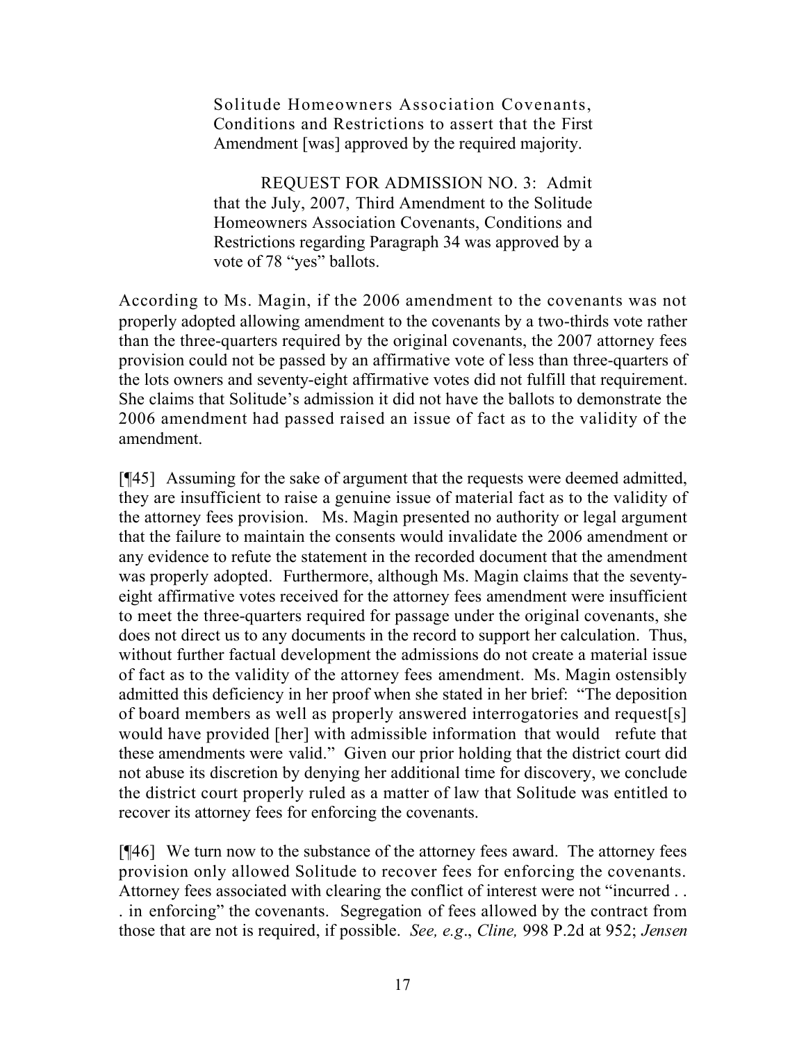> Solitude Homeowners Association Covenants, Conditions and Restrictions to assert that the First Amendment [was] approved by the required majority.
>
> REQUEST FOR ADMISSION NO. 3: Admit that the July, 2007, Third Amendment to the Solitude Homeowners Association Covenants, Conditions and Restrictions regarding Paragraph 34 was approved by a vote of 78 "yes" ballots.

According to Ms. Magin, if the 2006 amendment to the covenants was not properly adopted allowing amendment to the covenants by a two-thirds vote rather than the three-quarters required by the original covenants, the 2007 attorney fees provision could not be passed by an affirmative vote of less than three-quarters of the lots owners and seventy-eight affirmative votes did not fulfill that requirement. She claims that Solitude's admission it did not have the ballots to demonstrate the 2006 amendment had passed raised an issue of fact as to the validity of the amendment.

[¶45] Assuming for the sake of argument that the requests were deemed admitted, they are insufficient to raise a genuine issue of material fact as to the validity of the attorney fees provision. Ms. Magin presented no authority or legal argument that the failure to maintain the consents would invalidate the 2006 amendment or any evidence to refute the statement in the recorded document that the amendment was properly adopted. Furthermore, although Ms. Magin claims that the seventy-eight affirmative votes received for the attorney fees amendment were insufficient to meet the three-quarters required for passage under the original covenants, she does not direct us to any documents in the record to support her calculation. Thus, without further factual development the admissions do not create a material issue of fact as to the validity of the attorney fees amendment. Ms. Magin ostensibly admitted this deficiency in her proof when she stated in her brief: "The deposition of board members as well as properly answered interrogatories and request[s] would have provided [her] with admissible information that would refute that these amendments were valid." Given our prior holding that the district court did not abuse its discretion by denying her additional time for discovery, we conclude the district court properly ruled as a matter of law that Solitude was entitled to recover its attorney fees for enforcing the covenants.

[¶46] We turn now to the substance of the attorney fees award. The attorney fees provision only allowed Solitude to recover fees for enforcing the covenants. Attorney fees associated with clearing the conflict of interest were not "incurred . . . in enforcing" the covenants. Segregation of fees allowed by the contract from those that are not is required, if possible. *See, e.g*., *Cline,* 998 P.2d at 952; *Jensen*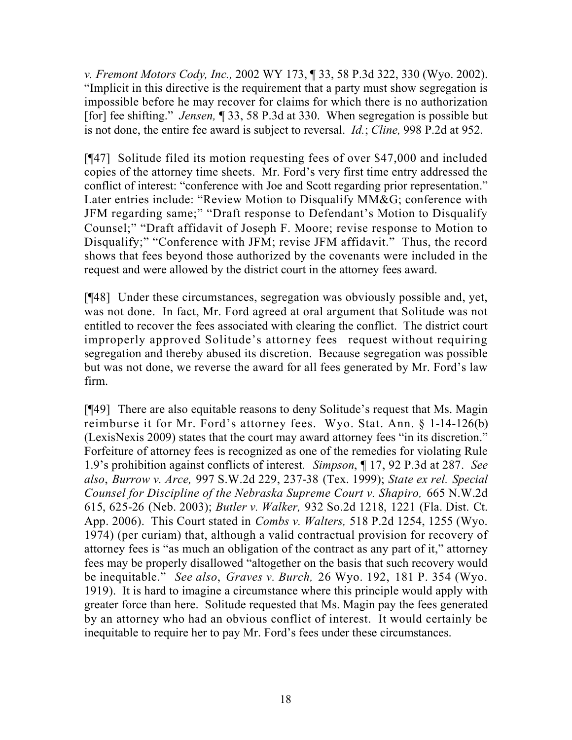*v. Fremont Motors Cody, Inc.,* 2002 WY 173, ¶ 33, 58 P.3d 322, 330 (Wyo. 2002). "Implicit in this directive is the requirement that a party must show segregation is impossible before he may recover for claims for which there is no authorization [for] fee shifting." *Jensen,* ¶ 33, 58 P.3d at 330. When segregation is possible but is not done, the entire fee award is subject to reversal. *Id.*; *Cline,* 998 P.2d at 952.

[¶47] Solitude filed its motion requesting fees of over $47,000 and included copies of the attorney time sheets. Mr. Ford's very first time entry addressed the conflict of interest: "conference with Joe and Scott regarding prior representation." Later entries include: "Review Motion to Disqualify MM&G; conference with JFM regarding same;" "Draft response to Defendant's Motion to Disqualify Counsel;" "Draft affidavit of Joseph F. Moore; revise response to Motion to Disqualify;" "Conference with JFM; revise JFM affidavit." Thus, the record shows that fees beyond those authorized by the covenants were included in the request and were allowed by the district court in the attorney fees award.

[¶48] Under these circumstances, segregation was obviously possible and, yet, was not done. In fact, Mr. Ford agreed at oral argument that Solitude was not entitled to recover the fees associated with clearing the conflict. The district court improperly approved Solitude's attorney fees request without requiring segregation and thereby abused its discretion. Because segregation was possible but was not done, we reverse the award for all fees generated by Mr. Ford's law firm.

[¶49] There are also equitable reasons to deny Solitude's request that Ms. Magin reimburse it for Mr. Ford's attorney fees. Wyo. Stat. Ann. § 1-14-126(b) (LexisNexis 2009) states that the court may award attorney fees "in its discretion." Forfeiture of attorney fees is recognized as one of the remedies for violating Rule 1.9's prohibition against conflicts of interest. *Simpson*, ¶ 17, 92 P.3d at 287. *See also*, *Burrow v. Arce,* 997 S.W.2d 229, 237-38 (Tex. 1999); *State ex rel. Special Counsel for Discipline of the Nebraska Supreme Court v. Shapiro,* 665 N.W.2d 615, 625-26 (Neb. 2003); *Butler v. Walker,* 932 So.2d 1218, 1221 (Fla. Dist. Ct. App. 2006). This Court stated in *Combs v. Walters,* 518 P.2d 1254, 1255 (Wyo. 1974) (per curiam) that, although a valid contractual provision for recovery of attorney fees is "as much an obligation of the contract as any part of it," attorney fees may be properly disallowed "altogether on the basis that such recovery would be inequitable." *See also*, *Graves v. Burch,* 26 Wyo. 192, 181 P. 354 (Wyo. 1919). It is hard to imagine a circumstance where this principle would apply with greater force than here. Solitude requested that Ms. Magin pay the fees generated by an attorney who had an obvious conflict of interest. It would certainly be inequitable to require her to pay Mr. Ford's fees under these circumstances.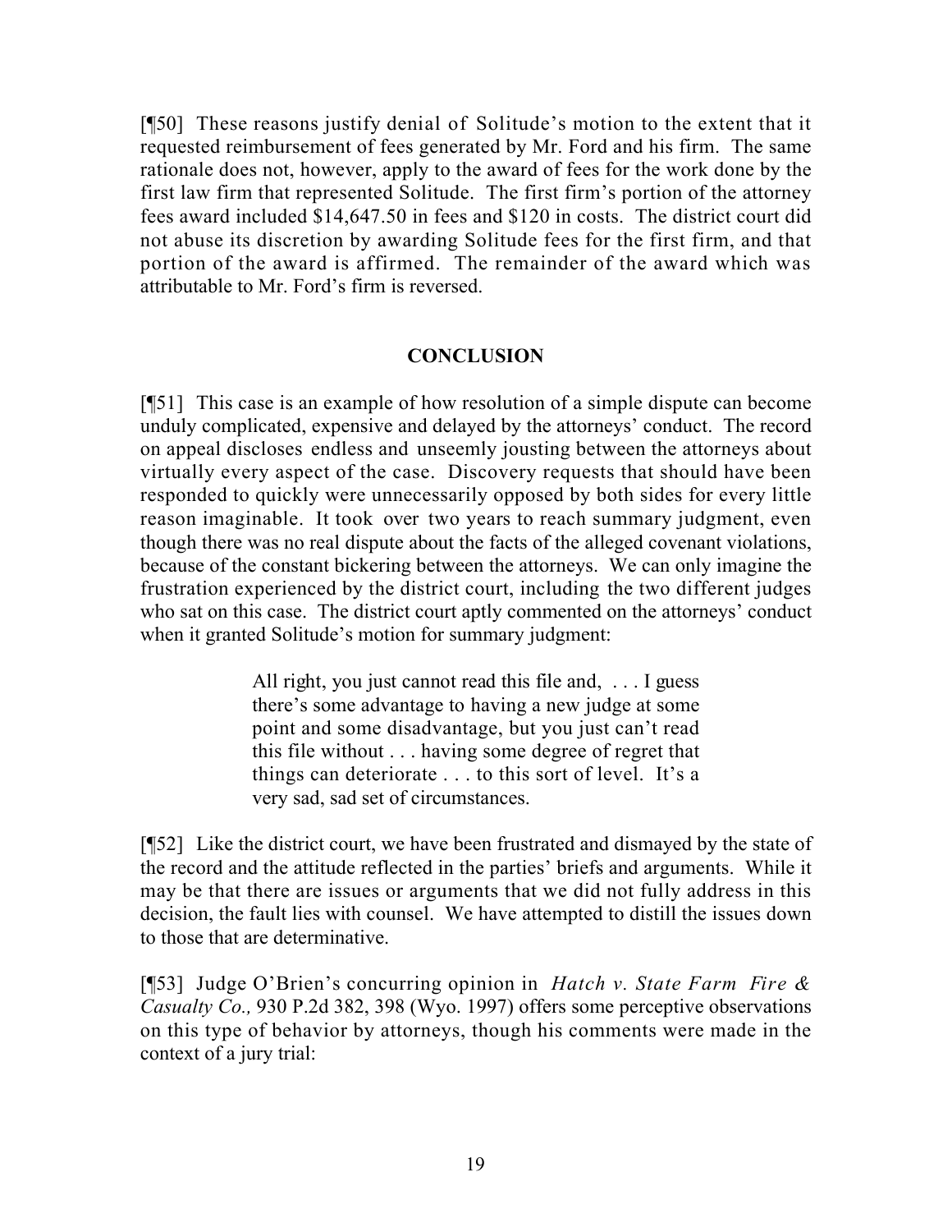[¶50] These reasons justify denial of Solitude's motion to the extent that it requested reimbursement of fees generated by Mr. Ford and his firm. The same rationale does not, however, apply to the award of fees for the work done by the first law firm that represented Solitude. The first firm's portion of the attorney fees award included $14,647.50 in fees and $120 in costs. The district court did not abuse its discretion by awarding Solitude fees for the first firm, and that portion of the award is affirmed. The remainder of the award which was attributable to Mr. Ford's firm is reversed.

## CONCLUSION

[¶51] This case is an example of how resolution of a simple dispute can become unduly complicated, expensive and delayed by the attorneys' conduct. The record on appeal discloses endless and unseemly jousting between the attorneys about virtually every aspect of the case. Discovery requests that should have been responded to quickly were unnecessarily opposed by both sides for every little reason imaginable. It took over two years to reach summary judgment, even though there was no real dispute about the facts of the alleged covenant violations, because of the constant bickering between the attorneys. We can only imagine the frustration experienced by the district court, including the two different judges who sat on this case. The district court aptly commented on the attorneys' conduct when it granted Solitude's motion for summary judgment:

> All right, you just cannot read this file and, . . . I guess there's some advantage to having a new judge at some point and some disadvantage, but you just can't read this file without . . . having some degree of regret that things can deteriorate . . . to this sort of level. It's a very sad, sad set of circumstances.

[¶52] Like the district court, we have been frustrated and dismayed by the state of the record and the attitude reflected in the parties' briefs and arguments. While it may be that there are issues or arguments that we did not fully address in this decision, the fault lies with counsel. We have attempted to distill the issues down to those that are determinative.

[¶53] Judge O'Brien's concurring opinion in *Hatch v. State Farm Fire & Casualty Co.,* 930 P.2d 382, 398 (Wyo. 1997) offers some perceptive observations on this type of behavior by attorneys, though his comments were made in the context of a jury trial: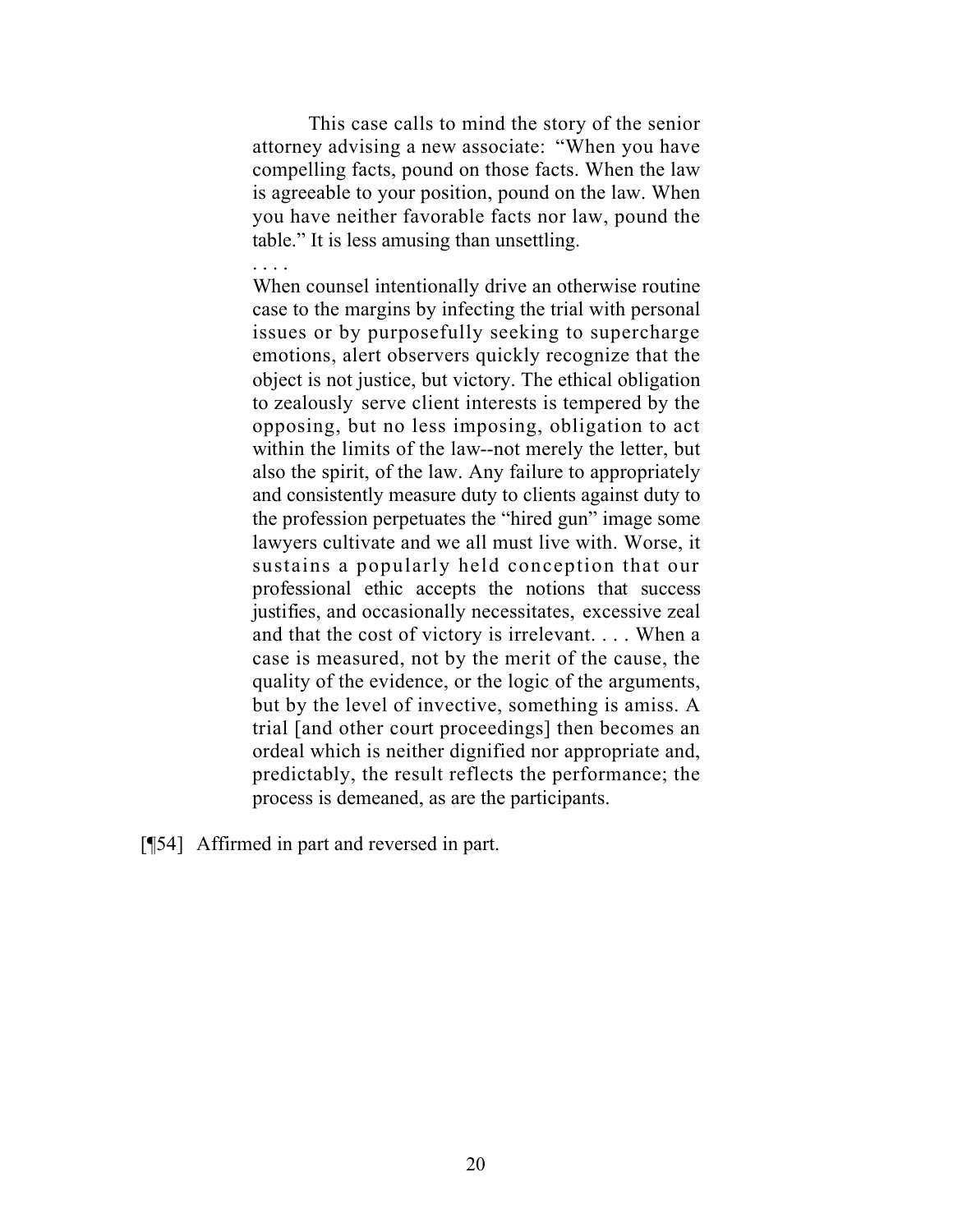> This case calls to mind the story of the senior attorney advising a new associate: "When you have compelling facts, pound on those facts. When the law is agreeable to your position, pound on the law. When you have neither favorable facts nor law, pound the table." It is less amusing than unsettling.
>
> . . . .
>
> When counsel intentionally drive an otherwise routine case to the margins by infecting the trial with personal issues or by purposefully seeking to supercharge emotions, alert observers quickly recognize that the object is not justice, but victory. The ethical obligation to zealously serve client interests is tempered by the opposing, but no less imposing, obligation to act within the limits of the law--not merely the letter, but also the spirit, of the law. Any failure to appropriately and consistently measure duty to clients against duty to the profession perpetuates the "hired gun" image some lawyers cultivate and we all must live with. Worse, it sustains a popularly held conception that our professional ethic accepts the notions that success justifies, and occasionally necessitates, excessive zeal and that the cost of victory is irrelevant. . . . When a case is measured, not by the merit of the cause, the quality of the evidence, or the logic of the arguments, but by the level of invective, something is amiss. A trial [and other court proceedings] then becomes an ordeal which is neither dignified nor appropriate and, predictably, the result reflects the performance; the process is demeaned, as are the participants.

[¶54] Affirmed in part and reversed in part.